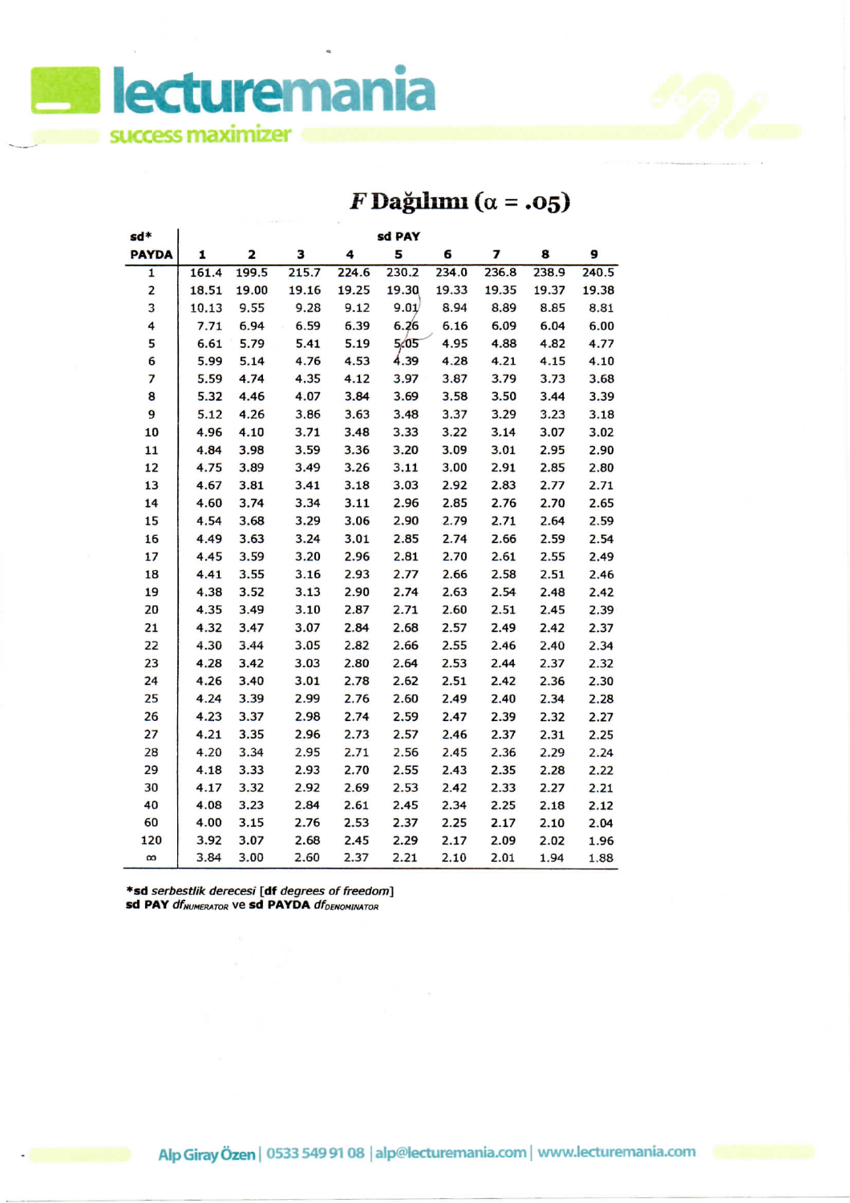# F Dağılımı (α = .05)

| sd* PAYDA | sd PAY 1 | 2 | 3 | 4 | 5 | 6 | 7 | 8 | 9 |
|---|---|---|---|---|---|---|---|---|---|
| 1 | 161.4 | 199.5 | 215.7 | 224.6 | 230.2 | 234.0 | 236.8 | 238.9 | 240.5 |
| 2 | 18.51 | 19.00 | 19.16 | 19.25 | 19.30 | 19.33 | 19.35 | 19.37 | 19.38 |
| 3 | 10.13 | 9.55 | 9.28 | 9.12 | 9.01 | 8.94 | 8.89 | 8.85 | 8.81 |
| 4 | 7.71 | 6.94 | 6.59 | 6.39 | 6.26 | 6.16 | 6.09 | 6.04 | 6.00 |
| 5 | 6.61 | 5.79 | 5.41 | 5.19 | 5.05 | 4.95 | 4.88 | 4.82 | 4.77 |
| 6 | 5.99 | 5.14 | 4.76 | 4.53 | 4.39 | 4.28 | 4.21 | 4.15 | 4.10 |
| 7 | 5.59 | 4.74 | 4.35 | 4.12 | 3.97 | 3.87 | 3.79 | 3.73 | 3.68 |
| 8 | 5.32 | 4.46 | 4.07 | 3.84 | 3.69 | 3.58 | 3.50 | 3.44 | 3.39 |
| 9 | 5.12 | 4.26 | 3.86 | 3.63 | 3.48 | 3.37 | 3.29 | 3.23 | 3.18 |
| 10 | 4.96 | 4.10 | 3.71 | 3.48 | 3.33 | 3.22 | 3.14 | 3.07 | 3.02 |
| 11 | 4.84 | 3.98 | 3.59 | 3.36 | 3.20 | 3.09 | 3.01 | 2.95 | 2.90 |
| 12 | 4.75 | 3.89 | 3.49 | 3.26 | 3.11 | 3.00 | 2.91 | 2.85 | 2.80 |
| 13 | 4.67 | 3.81 | 3.41 | 3.18 | 3.03 | 2.92 | 2.83 | 2.77 | 2.71 |
| 14 | 4.60 | 3.74 | 3.34 | 3.11 | 2.96 | 2.85 | 2.76 | 2.70 | 2.65 |
| 15 | 4.54 | 3.68 | 3.29 | 3.06 | 2.90 | 2.79 | 2.71 | 2.64 | 2.59 |
| 16 | 4.49 | 3.63 | 3.24 | 3.01 | 2.85 | 2.74 | 2.66 | 2.59 | 2.54 |
| 17 | 4.45 | 3.59 | 3.20 | 2.96 | 2.81 | 2.70 | 2.61 | 2.55 | 2.49 |
| 18 | 4.41 | 3.55 | 3.16 | 2.93 | 2.77 | 2.66 | 2.58 | 2.51 | 2.46 |
| 19 | 4.38 | 3.52 | 3.13 | 2.90 | 2.74 | 2.63 | 2.54 | 2.48 | 2.42 |
| 20 | 4.35 | 3.49 | 3.10 | 2.87 | 2.71 | 2.60 | 2.51 | 2.45 | 2.39 |
| 21 | 4.32 | 3.47 | 3.07 | 2.84 | 2.68 | 2.57 | 2.49 | 2.42 | 2.37 |
| 22 | 4.30 | 3.44 | 3.05 | 2.82 | 2.66 | 2.55 | 2.46 | 2.40 | 2.34 |
| 23 | 4.28 | 3.42 | 3.03 | 2.80 | 2.64 | 2.53 | 2.44 | 2.37 | 2.32 |
| 24 | 4.26 | 3.40 | 3.01 | 2.78 | 2.62 | 2.51 | 2.42 | 2.36 | 2.30 |
| 25 | 4.24 | 3.39 | 2.99 | 2.76 | 2.60 | 2.49 | 2.40 | 2.34 | 2.28 |
| 26 | 4.23 | 3.37 | 2.98 | 2.74 | 2.59 | 2.47 | 2.39 | 2.32 | 2.27 |
| 27 | 4.21 | 3.35 | 2.96 | 2.73 | 2.57 | 2.46 | 2.37 | 2.31 | 2.25 |
| 28 | 4.20 | 3.34 | 2.95 | 2.71 | 2.56 | 2.45 | 2.36 | 2.29 | 2.24 |
| 29 | 4.18 | 3.33 | 2.93 | 2.70 | 2.55 | 2.43 | 2.35 | 2.28 | 2.22 |
| 30 | 4.17 | 3.32 | 2.92 | 2.69 | 2.53 | 2.42 | 2.33 | 2.27 | 2.21 |
| 40 | 4.08 | 3.23 | 2.84 | 2.61 | 2.45 | 2.34 | 2.25 | 2.18 | 2.12 |
| 60 | 4.00 | 3.15 | 2.76 | 2.53 | 2.37 | 2.25 | 2.17 | 2.10 | 2.04 |
| 120 | 3.92 | 3.07 | 2.68 | 2.45 | 2.29 | 2.17 | 2.09 | 2.02 | 1.96 |
| ∞ | 3.84 | 3.00 | 2.60 | 2.37 | 2.21 | 2.10 | 2.01 | 1.94 | 1.88 |

***sd** *serbestlik derecesi* [**df** *degrees of freedom*]
**sd PAY** $df_{NUMERATOR}$ ve **sd PAYDA** $df_{DENOMINATOR}$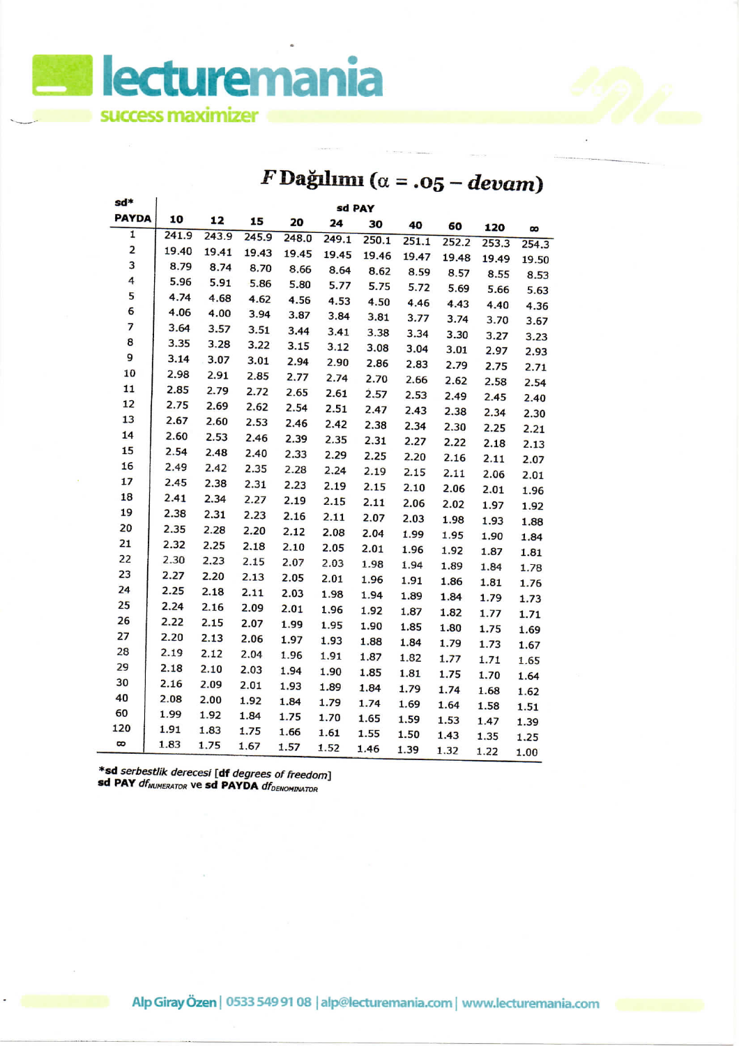## $F$ Dağılımı ($\alpha = .05$ – *devam*)

| sd* PAYDA | sd PAY 10 | 12 | 15 | 20 | 24 | 30 | 40 | 60 | 120 | ∞ |
|---|---|---|---|---|---|---|---|---|---|---|
| 1 | 241.9 | 243.9 | 245.9 | 248.0 | 249.1 | 250.1 | 251.1 | 252.2 | 253.3 | 254.3 |
| 2 | 19.40 | 19.41 | 19.43 | 19.45 | 19.45 | 19.46 | 19.47 | 19.48 | 19.49 | 19.50 |
| 3 | 8.79 | 8.74 | 8.70 | 8.66 | 8.64 | 8.62 | 8.59 | 8.57 | 8.55 | 8.53 |
| 4 | 5.96 | 5.91 | 5.86 | 5.80 | 5.77 | 5.75 | 5.72 | 5.69 | 5.66 | 5.63 |
| 5 | 4.74 | 4.68 | 4.62 | 4.56 | 4.53 | 4.50 | 4.46 | 4.43 | 4.40 | 4.36 |
| 6 | 4.06 | 4.00 | 3.94 | 3.87 | 3.84 | 3.81 | 3.77 | 3.74 | 3.70 | 3.67 |
| 7 | 3.64 | 3.57 | 3.51 | 3.44 | 3.41 | 3.38 | 3.34 | 3.30 | 3.27 | 3.23 |
| 8 | 3.35 | 3.28 | 3.22 | 3.15 | 3.12 | 3.08 | 3.04 | 3.01 | 2.97 | 2.93 |
| 9 | 3.14 | 3.07 | 3.01 | 2.94 | 2.90 | 2.86 | 2.83 | 2.79 | 2.75 | 2.71 |
| 10 | 2.98 | 2.91 | 2.85 | 2.77 | 2.74 | 2.70 | 2.66 | 2.62 | 2.58 | 2.54 |
| 11 | 2.85 | 2.79 | 2.72 | 2.65 | 2.61 | 2.57 | 2.53 | 2.49 | 2.45 | 2.40 |
| 12 | 2.75 | 2.69 | 2.62 | 2.54 | 2.51 | 2.47 | 2.43 | 2.38 | 2.34 | 2.30 |
| 13 | 2.67 | 2.60 | 2.53 | 2.46 | 2.42 | 2.38 | 2.34 | 2.30 | 2.25 | 2.21 |
| 14 | 2.60 | 2.53 | 2.46 | 2.39 | 2.35 | 2.31 | 2.27 | 2.22 | 2.18 | 2.13 |
| 15 | 2.54 | 2.48 | 2.40 | 2.33 | 2.29 | 2.25 | 2.20 | 2.16 | 2.11 | 2.07 |
| 16 | 2.49 | 2.42 | 2.35 | 2.28 | 2.24 | 2.19 | 2.15 | 2.11 | 2.06 | 2.01 |
| 17 | 2.45 | 2.38 | 2.31 | 2.23 | 2.19 | 2.15 | 2.10 | 2.06 | 2.01 | 1.96 |
| 18 | 2.41 | 2.34 | 2.27 | 2.19 | 2.15 | 2.11 | 2.06 | 2.02 | 1.97 | 1.92 |
| 19 | 2.38 | 2.31 | 2.23 | 2.16 | 2.11 | 2.07 | 2.03 | 1.98 | 1.93 | 1.88 |
| 20 | 2.35 | 2.28 | 2.20 | 2.12 | 2.08 | 2.04 | 1.99 | 1.95 | 1.90 | 1.84 |
| 21 | 2.32 | 2.25 | 2.18 | 2.10 | 2.05 | 2.01 | 1.96 | 1.92 | 1.87 | 1.81 |
| 22 | 2.30 | 2.23 | 2.15 | 2.07 | 2.03 | 1.98 | 1.94 | 1.89 | 1.84 | 1.78 |
| 23 | 2.27 | 2.20 | 2.13 | 2.05 | 2.01 | 1.96 | 1.91 | 1.86 | 1.81 | 1.76 |
| 24 | 2.25 | 2.18 | 2.11 | 2.03 | 1.98 | 1.94 | 1.89 | 1.84 | 1.79 | 1.73 |
| 25 | 2.24 | 2.16 | 2.09 | 2.01 | 1.96 | 1.92 | 1.87 | 1.82 | 1.77 | 1.71 |
| 26 | 2.22 | 2.15 | 2.07 | 1.99 | 1.95 | 1.90 | 1.85 | 1.80 | 1.75 | 1.69 |
| 27 | 2.20 | 2.13 | 2.06 | 1.97 | 1.93 | 1.88 | 1.84 | 1.79 | 1.73 | 1.67 |
| 28 | 2.19 | 2.12 | 2.04 | 1.96 | 1.91 | 1.87 | 1.82 | 1.77 | 1.71 | 1.65 |
| 29 | 2.18 | 2.10 | 2.03 | 1.94 | 1.90 | 1.85 | 1.81 | 1.75 | 1.70 | 1.64 |
| 30 | 2.16 | 2.09 | 2.01 | 1.93 | 1.89 | 1.84 | 1.79 | 1.74 | 1.68 | 1.62 |
| 40 | 2.08 | 2.00 | 1.92 | 1.84 | 1.79 | 1.74 | 1.69 | 1.64 | 1.58 | 1.51 |
| 60 | 1.99 | 1.92 | 1.84 | 1.75 | 1.70 | 1.65 | 1.59 | 1.53 | 1.47 | 1.39 |
| 120 | 1.91 | 1.83 | 1.75 | 1.66 | 1.61 | 1.55 | 1.50 | 1.43 | 1.35 | 1.25 |
| ∞ | 1.83 | 1.75 | 1.67 | 1.57 | 1.52 | 1.46 | 1.39 | 1.32 | 1.22 | 1.00 |

***sd** *serbestlik derecesi* [**df** *degrees of freedom*]
**sd PAY** $df_{NUMERATOR}$ ve **sd PAYDA** $df_{DENOMINATOR}$